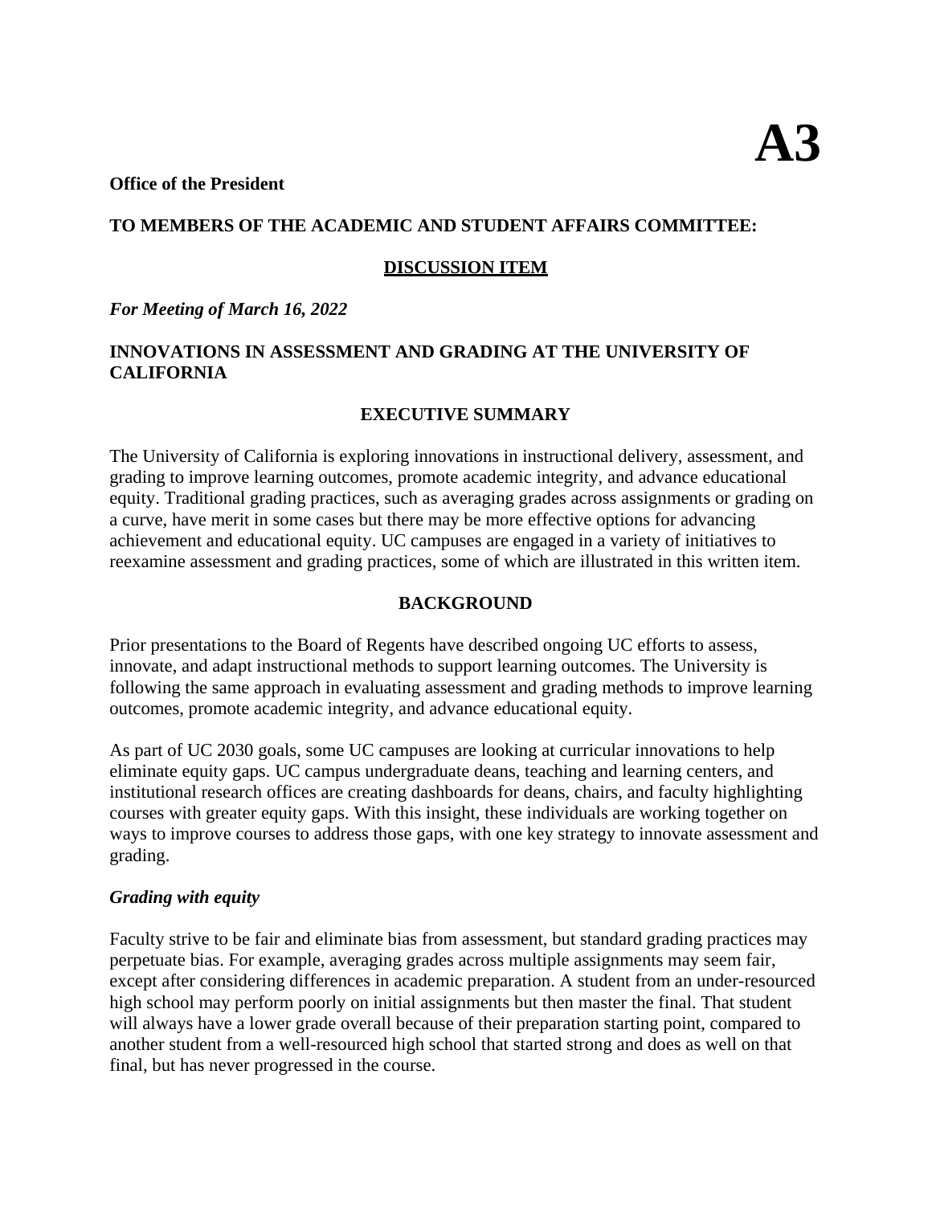# A3

**Office of the President**

**TO MEMBERS OF THE ACADEMIC AND STUDENT AFFAIRS COMMITTEE:**

**DISCUSSION ITEM**

***For Meeting of March 16, 2022***

**INNOVATIONS IN ASSESSMENT AND GRADING AT THE UNIVERSITY OF CALIFORNIA**

## EXECUTIVE SUMMARY

The University of California is exploring innovations in instructional delivery, assessment, and grading to improve learning outcomes, promote academic integrity, and advance educational equity. Traditional grading practices, such as averaging grades across assignments or grading on a curve, have merit in some cases but there may be more effective options for advancing achievement and educational equity. UC campuses are engaged in a variety of initiatives to reexamine assessment and grading practices, some of which are illustrated in this written item.

## BACKGROUND

Prior presentations to the Board of Regents have described ongoing UC efforts to assess, innovate, and adapt instructional methods to support learning outcomes. The University is following the same approach in evaluating assessment and grading methods to improve learning outcomes, promote academic integrity, and advance educational equity.

As part of UC 2030 goals, some UC campuses are looking at curricular innovations to help eliminate equity gaps. UC campus undergraduate deans, teaching and learning centers, and institutional research offices are creating dashboards for deans, chairs, and faculty highlighting courses with greater equity gaps. With this insight, these individuals are working together on ways to improve courses to address those gaps, with one key strategy to innovate assessment and grading.

### *Grading with equity*

Faculty strive to be fair and eliminate bias from assessment, but standard grading practices may perpetuate bias. For example, averaging grades across multiple assignments may seem fair, except after considering differences in academic preparation. A student from an under-resourced high school may perform poorly on initial assignments but then master the final. That student will always have a lower grade overall because of their preparation starting point, compared to another student from a well-resourced high school that started strong and does as well on that final, but has never progressed in the course.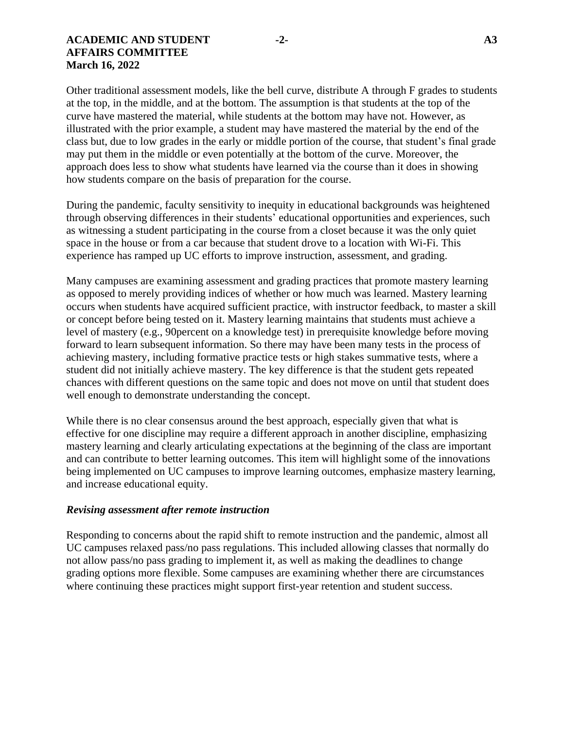Other traditional assessment models, like the bell curve, distribute A through F grades to students at the top, in the middle, and at the bottom. The assumption is that students at the top of the curve have mastered the material, while students at the bottom may have not. However, as illustrated with the prior example, a student may have mastered the material by the end of the class but, due to low grades in the early or middle portion of the course, that student's final grade may put them in the middle or even potentially at the bottom of the curve. Moreover, the approach does less to show what students have learned via the course than it does in showing how students compare on the basis of preparation for the course.

During the pandemic, faculty sensitivity to inequity in educational backgrounds was heightened through observing differences in their students' educational opportunities and experiences, such as witnessing a student participating in the course from a closet because it was the only quiet space in the house or from a car because that student drove to a location with Wi-Fi. This experience has ramped up UC efforts to improve instruction, assessment, and grading.

Many campuses are examining assessment and grading practices that promote mastery learning as opposed to merely providing indices of whether or how much was learned. Mastery learning occurs when students have acquired sufficient practice, with instructor feedback, to master a skill or concept before being tested on it. Mastery learning maintains that students must achieve a level of mastery (e.g., 90percent on a knowledge test) in prerequisite knowledge before moving forward to learn subsequent information. So there may have been many tests in the process of achieving mastery, including formative practice tests or high stakes summative tests, where a student did not initially achieve mastery. The key difference is that the student gets repeated chances with different questions on the same topic and does not move on until that student does well enough to demonstrate understanding the concept.

While there is no clear consensus around the best approach, especially given that what is effective for one discipline may require a different approach in another discipline, emphasizing mastery learning and clearly articulating expectations at the beginning of the class are important and can contribute to better learning outcomes. This item will highlight some of the innovations being implemented on UC campuses to improve learning outcomes, emphasize mastery learning, and increase educational equity.

***Revising assessment after remote instruction***

Responding to concerns about the rapid shift to remote instruction and the pandemic, almost all UC campuses relaxed pass/no pass regulations. This included allowing classes that normally do not allow pass/no pass grading to implement it, as well as making the deadlines to change grading options more flexible. Some campuses are examining whether there are circumstances where continuing these practices might support first-year retention and student success.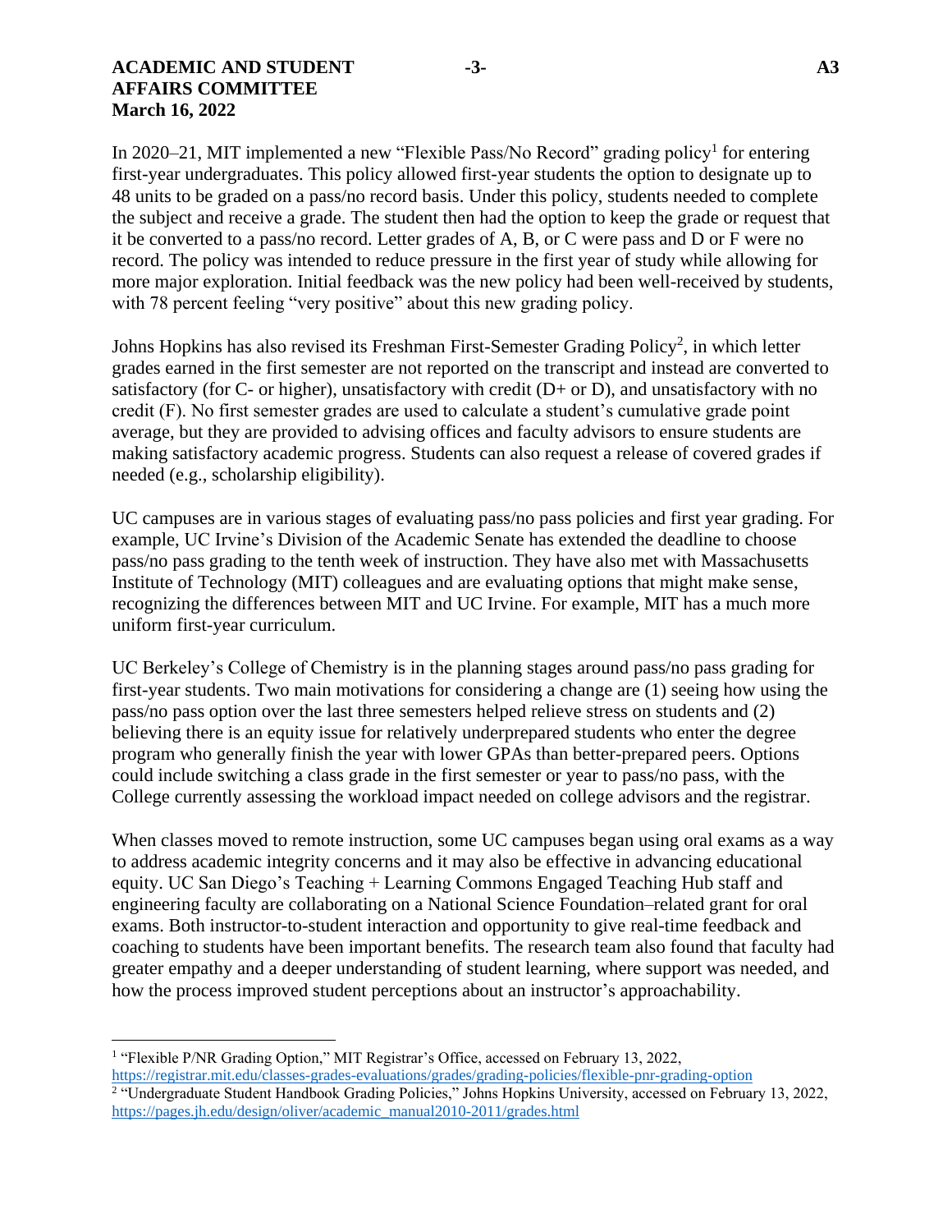In 2020–21, MIT implemented a new "Flexible Pass/No Record" grading policy[1] for entering first-year undergraduates. This policy allowed first-year students the option to designate up to 48 units to be graded on a pass/no record basis. Under this policy, students needed to complete the subject and receive a grade. The student then had the option to keep the grade or request that it be converted to a pass/no record. Letter grades of A, B, or C were pass and D or F were no record. The policy was intended to reduce pressure in the first year of study while allowing for more major exploration. Initial feedback was the new policy had been well-received by students, with 78 percent feeling "very positive" about this new grading policy.

Johns Hopkins has also revised its Freshman First-Semester Grading Policy[2], in which letter grades earned in the first semester are not reported on the transcript and instead are converted to satisfactory (for C- or higher), unsatisfactory with credit (D+ or D), and unsatisfactory with no credit (F). No first semester grades are used to calculate a student's cumulative grade point average, but they are provided to advising offices and faculty advisors to ensure students are making satisfactory academic progress. Students can also request a release of covered grades if needed (e.g., scholarship eligibility).

UC campuses are in various stages of evaluating pass/no pass policies and first year grading. For example, UC Irvine's Division of the Academic Senate has extended the deadline to choose pass/no pass grading to the tenth week of instruction. They have also met with Massachusetts Institute of Technology (MIT) colleagues and are evaluating options that might make sense, recognizing the differences between MIT and UC Irvine. For example, MIT has a much more uniform first-year curriculum.

UC Berkeley's College of Chemistry is in the planning stages around pass/no pass grading for first-year students. Two main motivations for considering a change are (1) seeing how using the pass/no pass option over the last three semesters helped relieve stress on students and (2) believing there is an equity issue for relatively underprepared students who enter the degree program who generally finish the year with lower GPAs than better-prepared peers. Options could include switching a class grade in the first semester or year to pass/no pass, with the College currently assessing the workload impact needed on college advisors and the registrar.

When classes moved to remote instruction, some UC campuses began using oral exams as a way to address academic integrity concerns and it may also be effective in advancing educational equity. UC San Diego's Teaching + Learning Commons Engaged Teaching Hub staff and engineering faculty are collaborating on a National Science Foundation–related grant for oral exams. Both instructor-to-student interaction and opportunity to give real-time feedback and coaching to students have been important benefits. The research team also found that faculty had greater empathy and a deeper understanding of student learning, where support was needed, and how the process improved student perceptions about an instructor's approachability.

---

[1] "Flexible P/NR Grading Option," MIT Registrar's Office, accessed on February 13, 2022, https://registrar.mit.edu/classes-grades-evaluations/grades/grading-policies/flexible-pnr-grading-option

[2] "Undergraduate Student Handbook Grading Policies," Johns Hopkins University, accessed on February 13, 2022, https://pages.jh.edu/design/oliver/academic_manual2010-2011/grades.html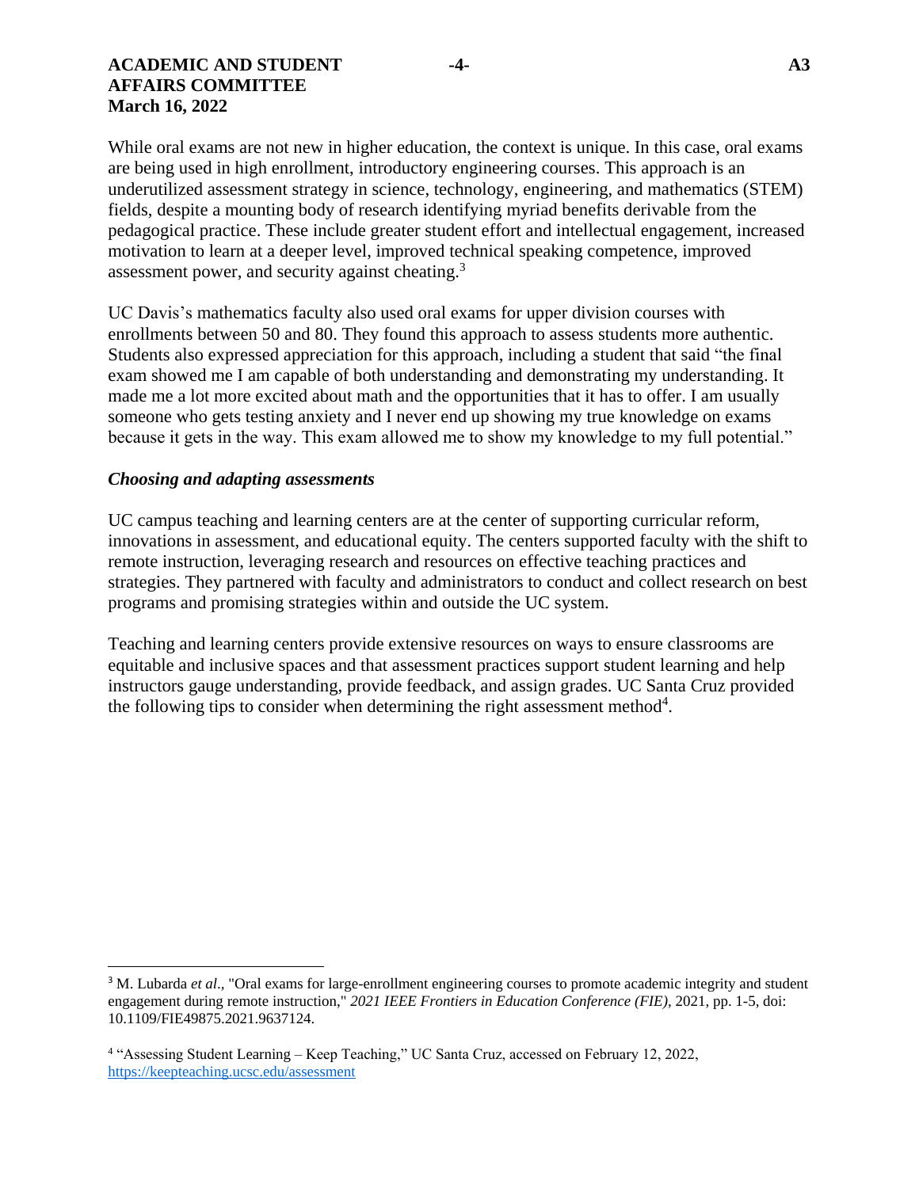While oral exams are not new in higher education, the context is unique. In this case, oral exams are being used in high enrollment, introductory engineering courses. This approach is an underutilized assessment strategy in science, technology, engineering, and mathematics (STEM) fields, despite a mounting body of research identifying myriad benefits derivable from the pedagogical practice. These include greater student effort and intellectual engagement, increased motivation to learn at a deeper level, improved technical speaking competence, improved assessment power, and security against cheating.[3]

UC Davis's mathematics faculty also used oral exams for upper division courses with enrollments between 50 and 80. They found this approach to assess students more authentic. Students also expressed appreciation for this approach, including a student that said "the final exam showed me I am capable of both understanding and demonstrating my understanding. It made me a lot more excited about math and the opportunities that it has to offer. I am usually someone who gets testing anxiety and I never end up showing my true knowledge on exams because it gets in the way. This exam allowed me to show my knowledge to my full potential."

### *Choosing and adapting assessments*

UC campus teaching and learning centers are at the center of supporting curricular reform, innovations in assessment, and educational equity. The centers supported faculty with the shift to remote instruction, leveraging research and resources on effective teaching practices and strategies. They partnered with faculty and administrators to conduct and collect research on best programs and promising strategies within and outside the UC system.

Teaching and learning centers provide extensive resources on ways to ensure classrooms are equitable and inclusive spaces and that assessment practices support student learning and help instructors gauge understanding, provide feedback, and assign grades. UC Santa Cruz provided the following tips to consider when determining the right assessment method[4].

---

[3] M. Lubarda *et al*., "Oral exams for large-enrollment engineering courses to promote academic integrity and student engagement during remote instruction," *2021 IEEE Frontiers in Education Conference (FIE)*, 2021, pp. 1-5, doi: 10.1109/FIE49875.2021.9637124.

[4] "Assessing Student Learning – Keep Teaching," UC Santa Cruz, accessed on February 12, 2022, https://keepteaching.ucsc.edu/assessment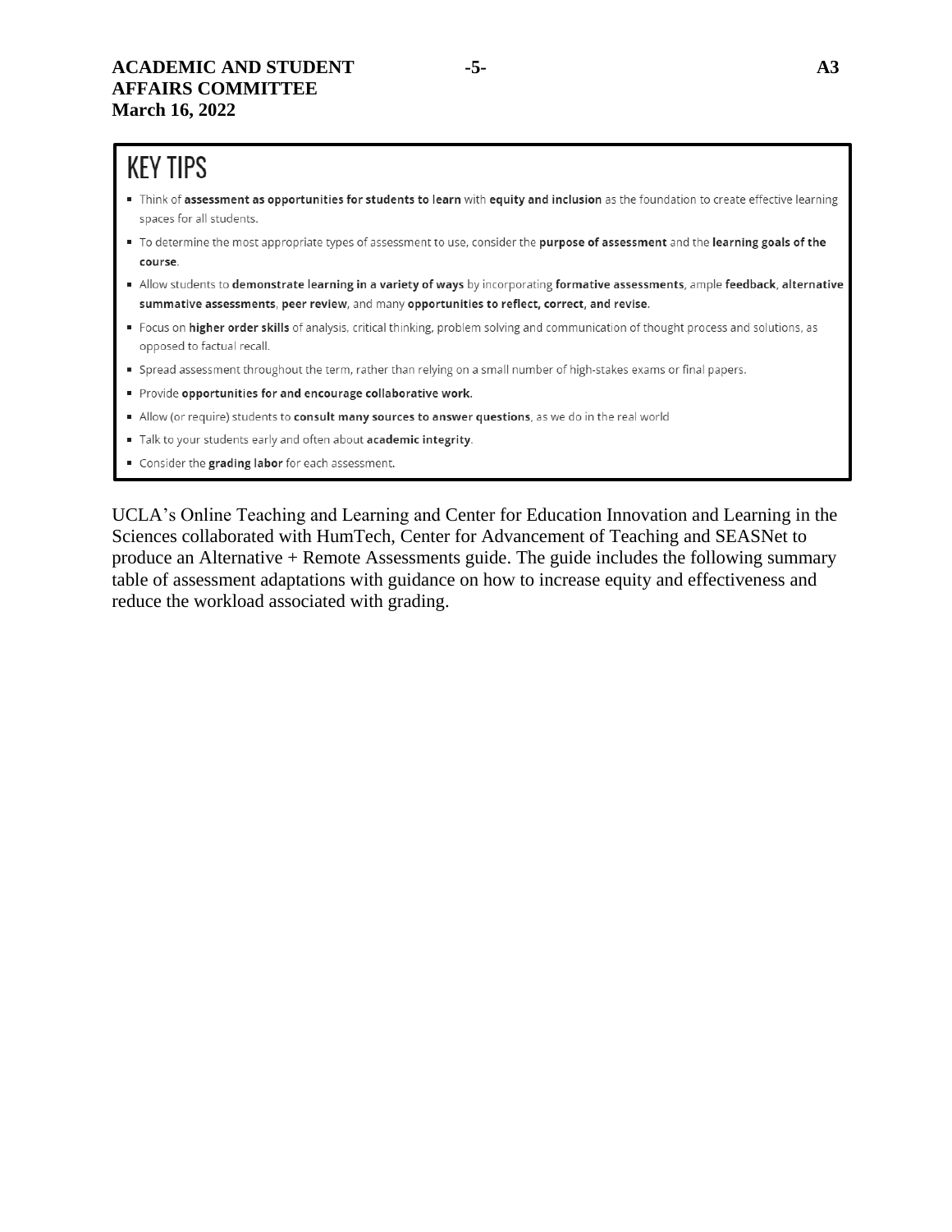## KEY TIPS

- Think of **assessment as opportunities for students to learn** with **equity and inclusion** as the foundation to create effective learning spaces for all students.
- To determine the most appropriate types of assessment to use, consider the **purpose of assessment** and the **learning goals of the course**.
- Allow students to **demonstrate learning in a variety of ways** by incorporating **formative assessments**, ample **feedback**, **alternative summative assessments**, **peer review**, and many **opportunities to reflect, correct, and revise**.
- Focus on **higher order skills** of analysis, critical thinking, problem solving and communication of thought process and solutions, as opposed to factual recall.
- Spread assessment throughout the term, rather than relying on a small number of high-stakes exams or final papers.
- Provide **opportunities for and encourage collaborative work**.
- Allow (or require) students to **consult many sources to answer questions**, as we do in the real world
- Talk to your students early and often about **academic integrity**.
- Consider the **grading labor** for each assessment.

UCLA's Online Teaching and Learning and Center for Education Innovation and Learning in the Sciences collaborated with HumTech, Center for Advancement of Teaching and SEASNet to produce an Alternative + Remote Assessments guide. The guide includes the following summary table of assessment adaptations with guidance on how to increase equity and effectiveness and reduce the workload associated with grading.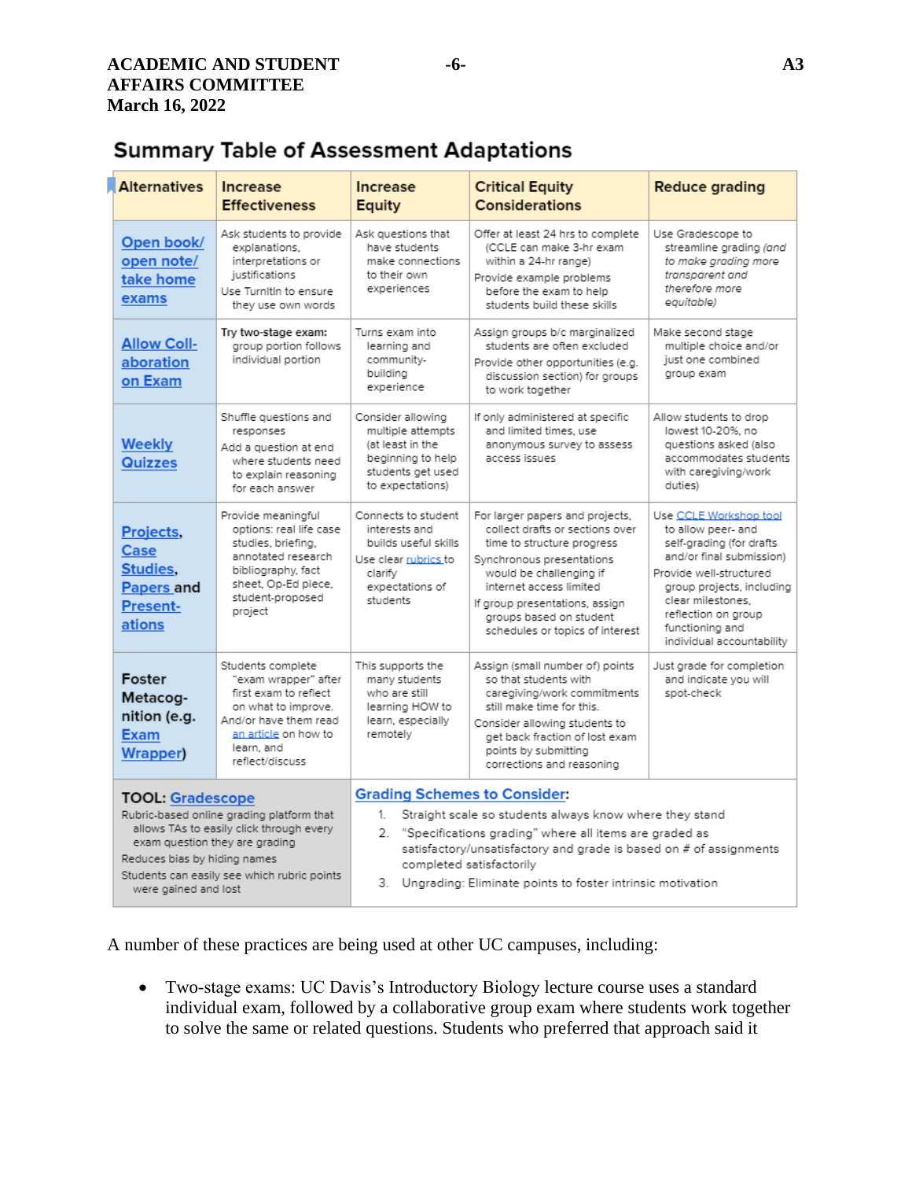## Summary Table of Assessment Adaptations

| Alternatives | Increase Effectiveness | Increase Equity | Critical Equity Considerations | Reduce grading |
|---|---|---|---|---|
| Open book/ open note/ take home exams | Ask students to provide explanations, interpretations or justifications<br>Use TurnItIn to ensure they use own words | Ask questions that have students make connections to their own experiences | Offer at least 24 hrs to complete (CCLE can make 3-hr exam within a 24-hr range)<br>Provide example problems before the exam to help students build these skills | Use Gradescope to streamline grading *(and to make grading more transparent and therefore more equitable)* |
| Allow Coll-aboration on Exam | Try two-stage exam: group portion follows individual portion | Turns exam into learning and community-building experience | Assign groups b/c marginalized students are often excluded<br>Provide other opportunities (e.g. discussion section) for groups to work together | Make second stage multiple choice and/or just one combined group exam |
| Weekly Quizzes | Shuffle questions and responses<br>Add a question at end where students need to explain reasoning for each answer | Consider allowing multiple attempts (at least in the beginning to help students get used to expectations) | If only administered at specific and limited times, use anonymous survey to assess access issues | Allow students to drop lowest 10-20%, no questions asked (also accommodates students with caregiving/work duties) |
| Projects, Case Studies, Papers and Present-ations | Provide meaningful options: real life case studies, briefing, annotated research bibliography, fact sheet, Op-Ed piece, student-proposed project | Connects to student interests and builds useful skills<br>Use clear rubrics to clarify expectations of students | For larger papers and projects, collect drafts or sections over time to structure progress<br>Synchronous presentations would be challenging if internet access limited<br>If group presentations, assign groups based on student schedules or topics of interest | Use CCLE Workshop tool to allow peer- and self-grading (for drafts and/or final submission)<br>Provide well-structured group projects, including clear milestones, reflection on group functioning and individual accountability |
| Foster Metacog-nition (e.g. Exam Wrapper) | Students complete "exam wrapper" after first exam to reflect on what to improve.<br>And/or have them read an article on how to learn, and reflect/discuss | This supports the many students who are still learning HOW to learn, especially remotely | Assign (small number of) points so that students with caregiving/work commitments still make time for this.<br>Consider allowing students to get back fraction of lost exam points by submitting corrections and reasoning | Just grade for completion and indicate you will spot-check |

**TOOL: Gradescope**

- Rubric-based online grading platform that allows TAs to easily click through every exam question they are grading
- Reduces bias by hiding names
- Students can easily see which rubric points were gained and lost

**Grading Schemes to Consider:**

1. Straight scale so students always know where they stand
2. "Specifications grading" where all items are graded as satisfactory/unsatisfactory and grade is based on # of assignments completed satisfactorily
3. Ungrading: Eliminate points to foster intrinsic motivation

A number of these practices are being used at other UC campuses, including:

- Two-stage exams: UC Davis's Introductory Biology lecture course uses a standard individual exam, followed by a collaborative group exam where students work together to solve the same or related questions. Students who preferred that approach said it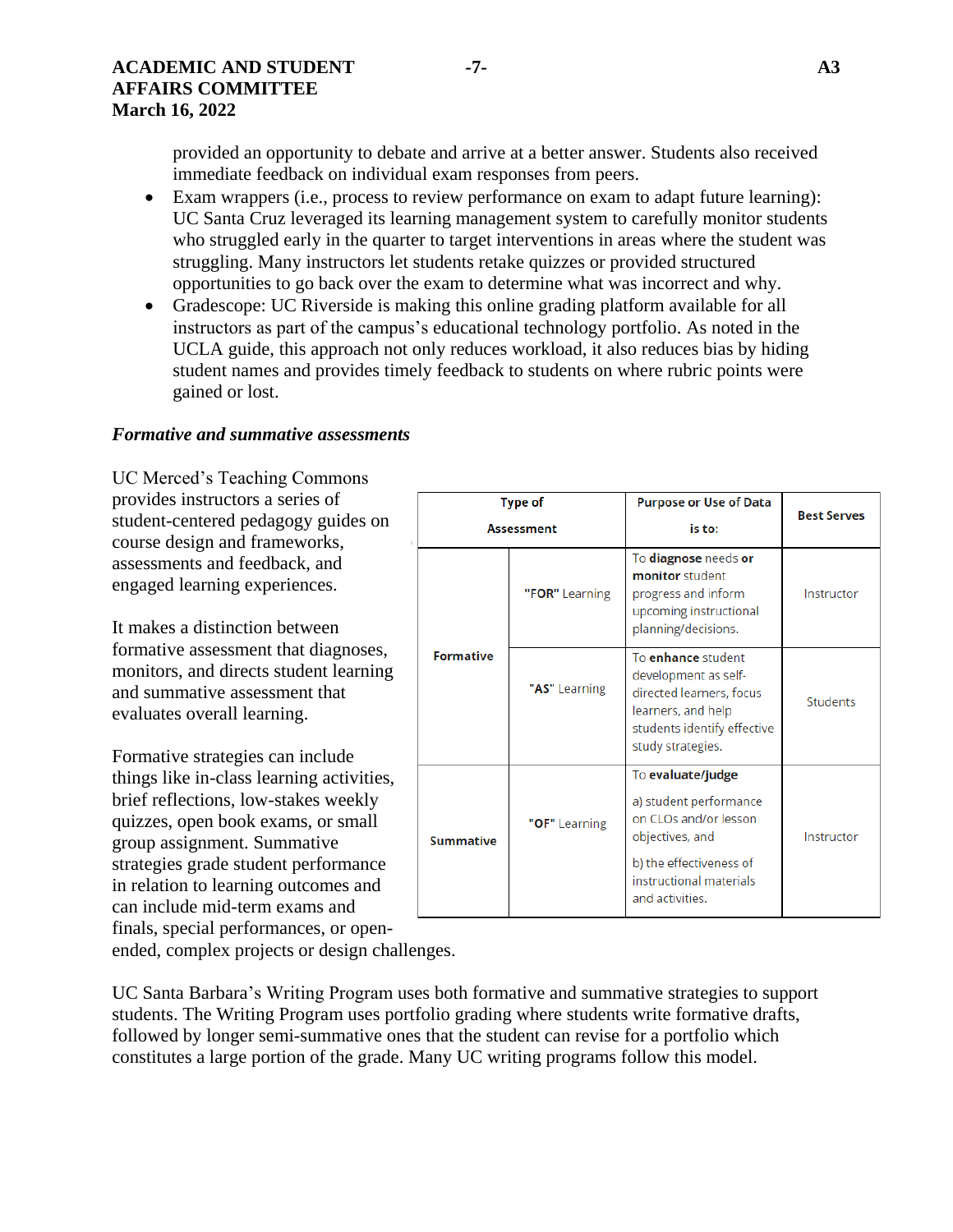provided an opportunity to debate and arrive at a better answer. Students also received immediate feedback on individual exam responses from peers.

- Exam wrappers (i.e., process to review performance on exam to adapt future learning): UC Santa Cruz leveraged its learning management system to carefully monitor students who struggled early in the quarter to target interventions in areas where the student was struggling. Many instructors let students retake quizzes or provided structured opportunities to go back over the exam to determine what was incorrect and why.
- Gradescope: UC Riverside is making this online grading platform available for all instructors as part of the campus's educational technology portfolio. As noted in the UCLA guide, this approach not only reduces workload, it also reduces bias by hiding student names and provides timely feedback to students on where rubric points were gained or lost.

***Formative and summative assessments***

UC Merced's Teaching Commons provides instructors a series of student-centered pedagogy guides on course design and frameworks, assessments and feedback, and engaged learning experiences.

It makes a distinction between formative assessment that diagnoses, monitors, and directs student learning and summative assessment that evaluates overall learning.

Formative strategies can include things like in-class learning activities, brief reflections, low-stakes weekly quizzes, open book exams, or small group assignment. Summative strategies grade student performance in relation to learning outcomes and can include mid-term exams and finals, special performances, or open-ended, complex projects or design challenges.

| **Type of Assessment** | | **Purpose or Use of Data is to:** | **Best Serves** |
|---|---|---|---|
| **Formative** | **"FOR"** Learning | To **diagnose** needs **or monitor** student progress and inform upcoming instructional planning/decisions. | Instructor |
| | **"AS"** Learning | To **enhance** student development as self-directed learners, focus learners, and help students identify effective study strategies. | Students |
| **Summative** | **"OF"** Learning | To **evaluate/judge** a) student performance on CLOs and/or lesson objectives, and b) the effectiveness of instructional materials and activities. | Instructor |

UC Santa Barbara's Writing Program uses both formative and summative strategies to support students. The Writing Program uses portfolio grading where students write formative drafts, followed by longer semi-summative ones that the student can revise for a portfolio which constitutes a large portion of the grade. Many UC writing programs follow this model.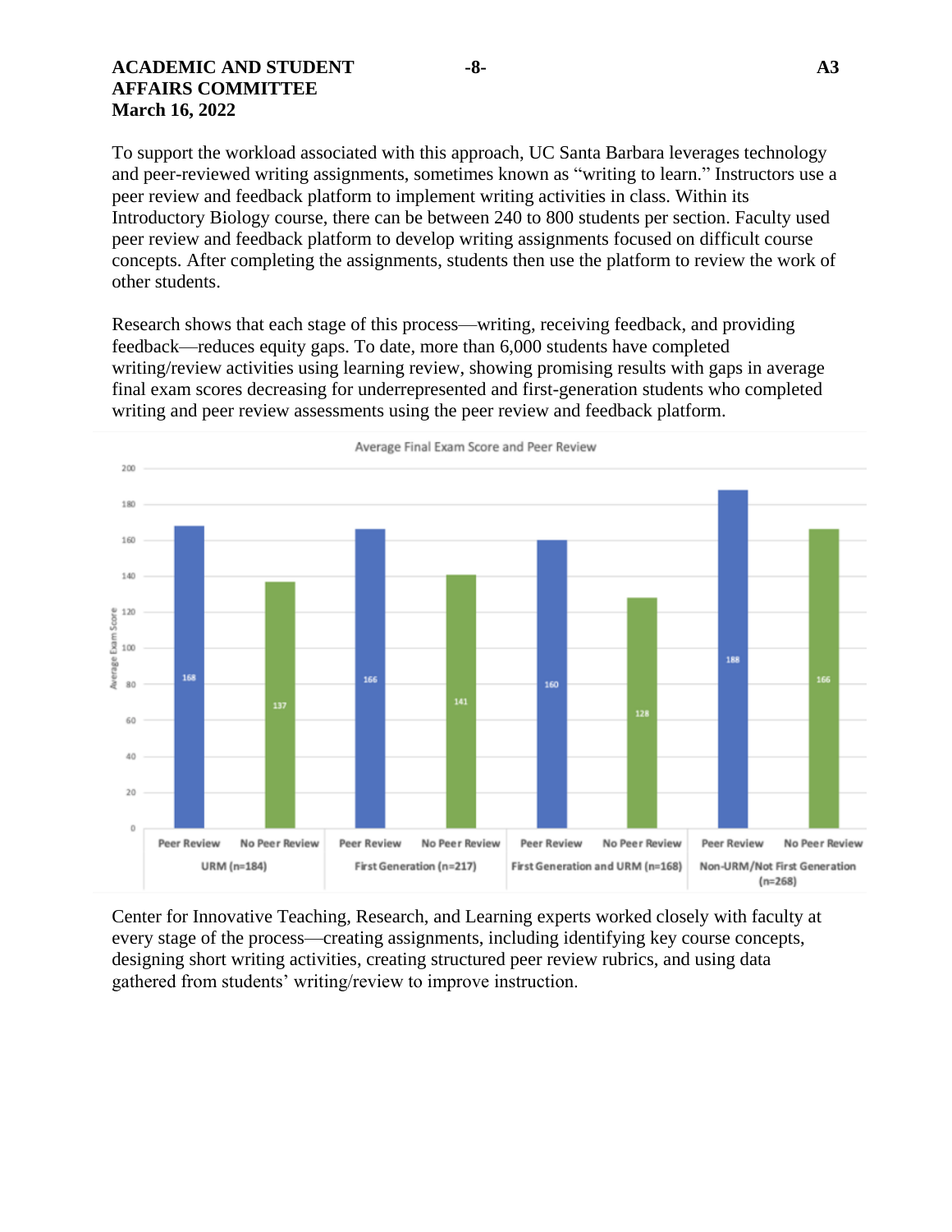To support the workload associated with this approach, UC Santa Barbara leverages technology and peer-reviewed writing assignments, sometimes known as "writing to learn." Instructors use a peer review and feedback platform to implement writing activities in class. Within its Introductory Biology course, there can be between 240 to 800 students per section. Faculty used peer review and feedback platform to develop writing assignments focused on difficult course concepts. After completing the assignments, students then use the platform to review the work of other students.

Research shows that each stage of this process—writing, receiving feedback, and providing feedback—reduces equity gaps. To date, more than 6,000 students have completed writing/review activities using learning review, showing promising results with gaps in average final exam scores decreasing for underrepresented and first-generation students who completed writing and peer review assessments using the peer review and feedback platform.

**Average Final Exam Score and Peer Review**

| Group | Peer Review | No Peer Review |
|---|---|---|
| URM (n=184) | 168 | 137 |
| First Generation (n=217) | 166 | 141 |
| First Generation and URM (n=168) | 160 | 128 |
| Non-URM/Not First Generation (n=268) | 188 | 166 |

Center for Innovative Teaching, Research, and Learning experts worked closely with faculty at every stage of the process—creating assignments, including identifying key course concepts, designing short writing activities, creating structured peer review rubrics, and using data gathered from students' writing/review to improve instruction.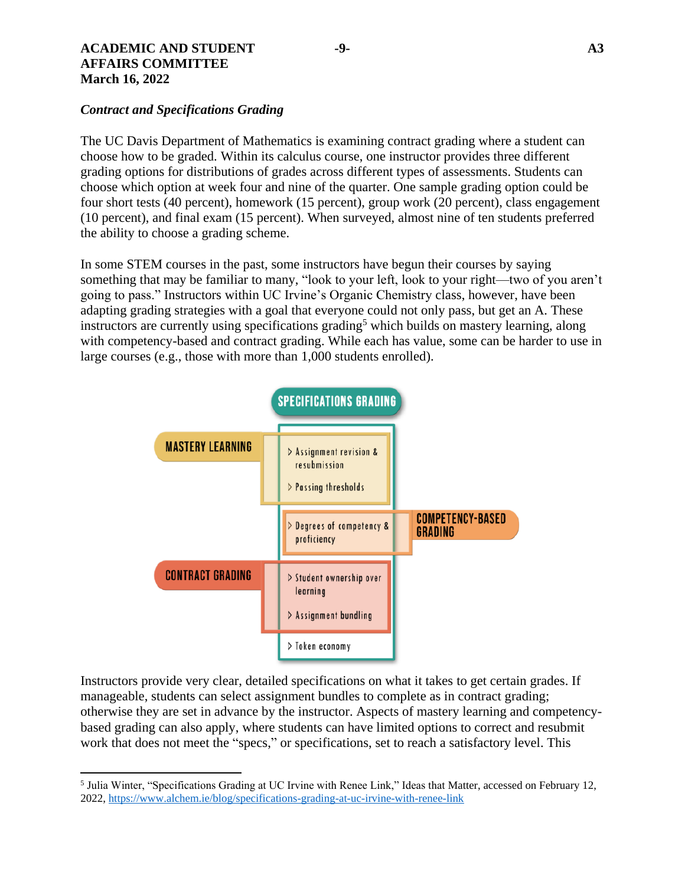*Contract and Specifications Grading*

The UC Davis Department of Mathematics is examining contract grading where a student can choose how to be graded. Within its calculus course, one instructor provides three different grading options for distributions of grades across different types of assessments. Students can choose which option at week four and nine of the quarter. One sample grading option could be four short tests (40 percent), homework (15 percent), group work (20 percent), class engagement (10 percent), and final exam (15 percent). When surveyed, almost nine of ten students preferred the ability to choose a grading scheme.

In some STEM courses in the past, some instructors have begun their courses by saying something that may be familiar to many, "look to your left, look to your right—two of you aren't going to pass." Instructors within UC Irvine's Organic Chemistry class, however, have been adapting grading strategies with a goal that everyone could not only pass, but get an A. These instructors are currently using specifications grading[5] which builds on mastery learning, along with competency-based and contract grading. While each has value, some can be harder to use in large courses (e.g., those with more than 1,000 students enrolled).

**SPECIFICATIONS GRADING**

- **MASTERY LEARNING**
  - Assignment revision & resubmission
  - Passing thresholds
- **COMPETENCY-BASED GRADING**
  - Degrees of competency & proficiency
- **CONTRACT GRADING**
  - Student ownership over learning
  - Assignment bundling
- Token economy

Instructors provide very clear, detailed specifications on what it takes to get certain grades. If manageable, students can select assignment bundles to complete as in contract grading; otherwise they are set in advance by the instructor. Aspects of mastery learning and competency-based grading can also apply, where students can have limited options to correct and resubmit work that does not meet the "specs," or specifications, set to reach a satisfactory level. This

---

[5] Julia Winter, "Specifications Grading at UC Irvine with Renee Link," Ideas that Matter, accessed on February 12, 2022, https://www.alchem.ie/blog/specifications-grading-at-uc-irvine-with-renee-link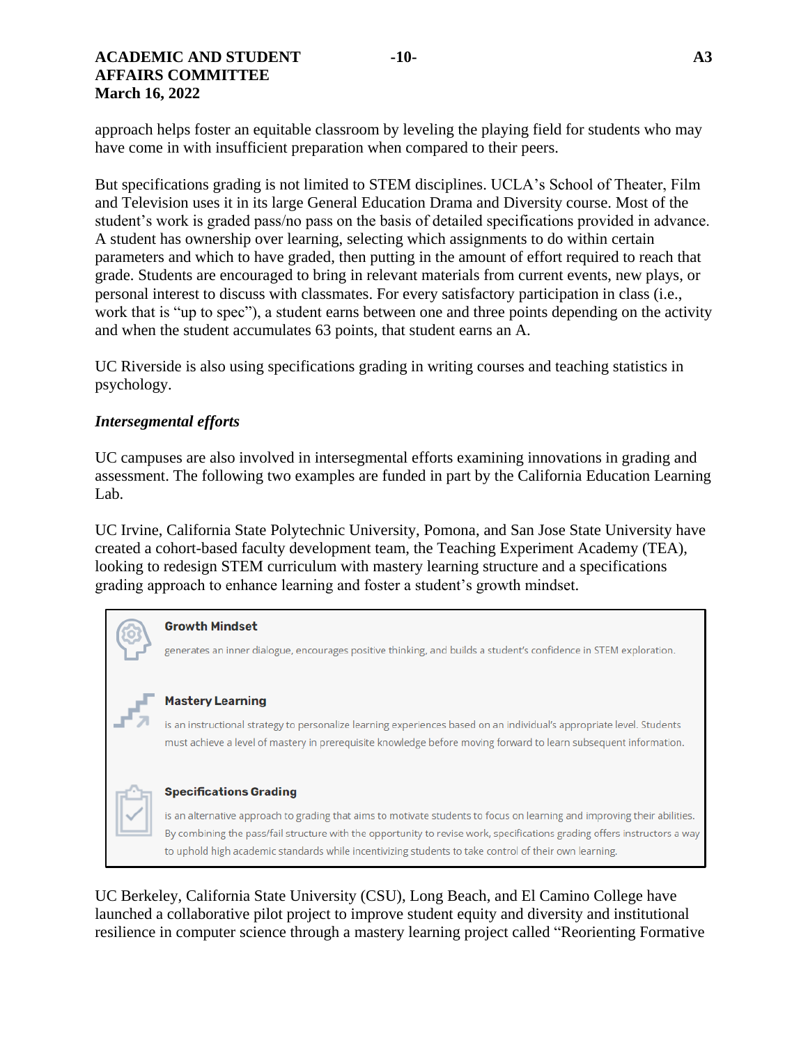approach helps foster an equitable classroom by leveling the playing field for students who may have come in with insufficient preparation when compared to their peers.

But specifications grading is not limited to STEM disciplines. UCLA's School of Theater, Film and Television uses it in its large General Education Drama and Diversity course. Most of the student's work is graded pass/no pass on the basis of detailed specifications provided in advance. A student has ownership over learning, selecting which assignments to do within certain parameters and which to have graded, then putting in the amount of effort required to reach that grade. Students are encouraged to bring in relevant materials from current events, new plays, or personal interest to discuss with classmates. For every satisfactory participation in class (i.e., work that is "up to spec"), a student earns between one and three points depending on the activity and when the student accumulates 63 points, that student earns an A.

UC Riverside is also using specifications grading in writing courses and teaching statistics in psychology.

***Intersegmental efforts***

UC campuses are also involved in intersegmental efforts examining innovations in grading and assessment. The following two examples are funded in part by the California Education Learning Lab.

UC Irvine, California State Polytechnic University, Pomona, and San Jose State University have created a cohort-based faculty development team, the Teaching Experiment Academy (TEA), looking to redesign STEM curriculum with mastery learning structure and a specifications grading approach to enhance learning and foster a student's growth mindset.

**Growth Mindset**

generates an inner dialogue, encourages positive thinking, and builds a student's confidence in STEM exploration.

**Mastery Learning**

is an instructional strategy to personalize learning experiences based on an individual's appropriate level. Students must achieve a level of mastery in prerequisite knowledge before moving forward to learn subsequent information.

**Specifications Grading**

is an alternative approach to grading that aims to motivate students to focus on learning and improving their abilities. By combining the pass/fail structure with the opportunity to revise work, specifications grading offers instructors a way to uphold high academic standards while incentivizing students to take control of their own learning.

UC Berkeley, California State University (CSU), Long Beach, and El Camino College have launched a collaborative pilot project to improve student equity and diversity and institutional resilience in computer science through a mastery learning project called "Reorienting Formative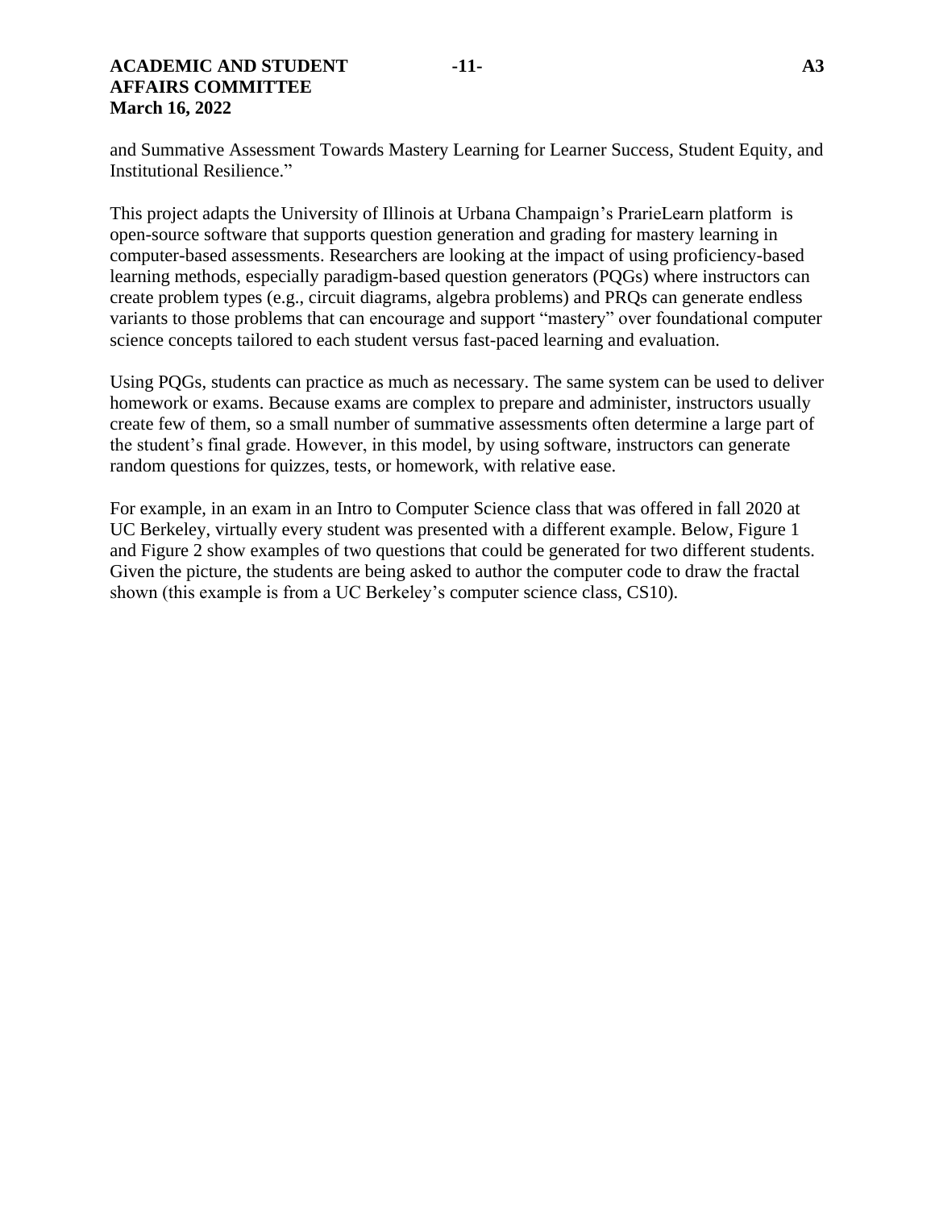and Summative Assessment Towards Mastery Learning for Learner Success, Student Equity, and Institutional Resilience."

This project adapts the University of Illinois at Urbana Champaign's PrarieLearn platform is open-source software that supports question generation and grading for mastery learning in computer-based assessments. Researchers are looking at the impact of using proficiency-based learning methods, especially paradigm-based question generators (PQGs) where instructors can create problem types (e.g., circuit diagrams, algebra problems) and PRQs can generate endless variants to those problems that can encourage and support "mastery" over foundational computer science concepts tailored to each student versus fast-paced learning and evaluation.

Using PQGs, students can practice as much as necessary. The same system can be used to deliver homework or exams. Because exams are complex to prepare and administer, instructors usually create few of them, so a small number of summative assessments often determine a large part of the student's final grade. However, in this model, by using software, instructors can generate random questions for quizzes, tests, or homework, with relative ease.

For example, in an exam in an Intro to Computer Science class that was offered in fall 2020 at UC Berkeley, virtually every student was presented with a different example. Below, Figure 1 and Figure 2 show examples of two questions that could be generated for two different students. Given the picture, the students are being asked to author the computer code to draw the fractal shown (this example is from a UC Berkeley's computer science class, CS10).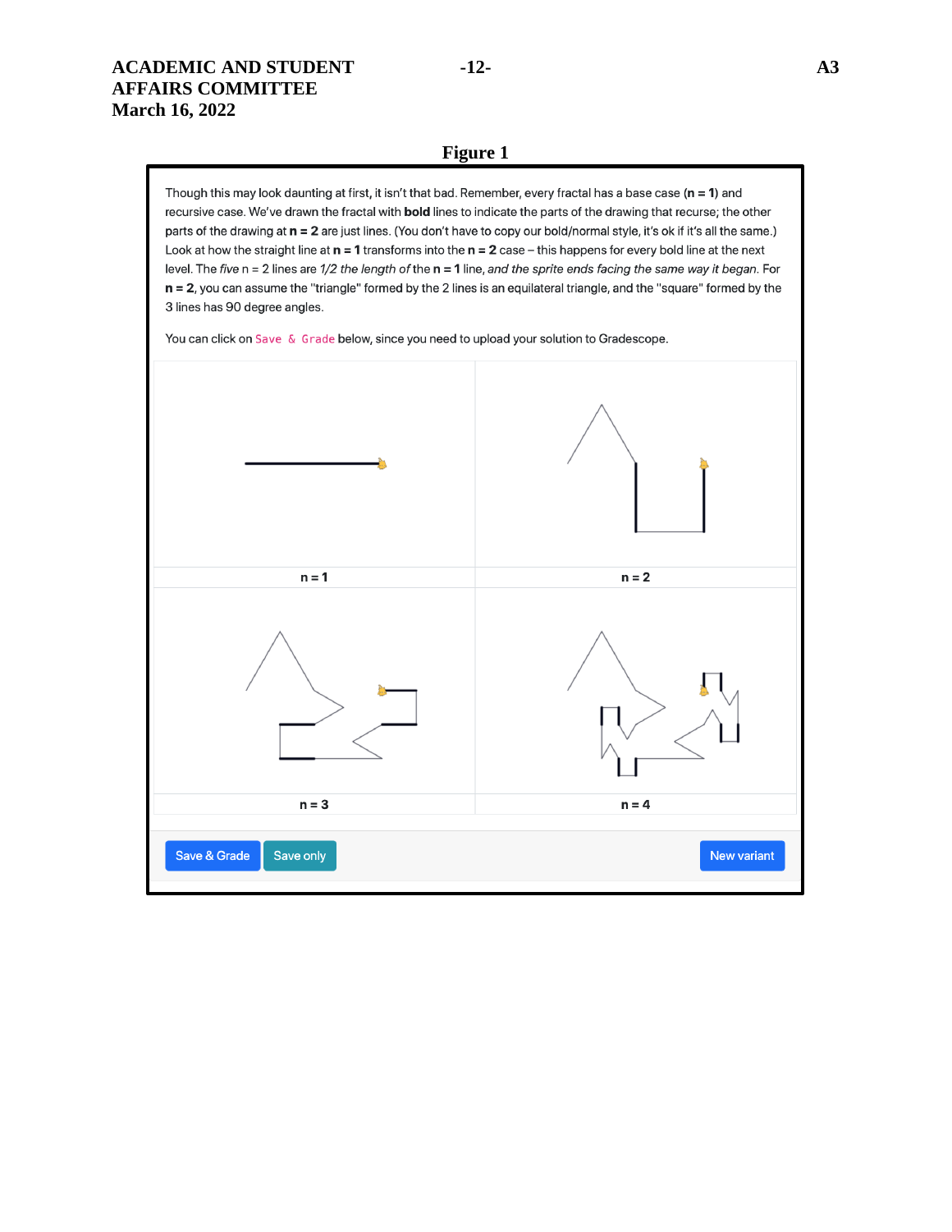**Figure 1**

Though this may look daunting at first, it isn't that bad. Remember, every fractal has a base case (**n = 1**) and recursive case. We've drawn the fractal with **bold** lines to indicate the parts of the drawing that recurse; the other parts of the drawing at **n = 2** are just lines. (You don't have to copy our bold/normal style, it's ok if it's all the same.) Look at how the straight line at **n = 1** transforms into the **n = 2** case – this happens for every bold line at the next level. The *five* n = 2 lines are *1/2 the length of* the **n = 1** line, *and the sprite ends facing the same way it began*. For **n = 2**, you can assume the "triangle" formed by the 2 lines is an equilateral triangle, and the "square" formed by the 3 lines has 90 degree angles.

You can click on `Save & Grade` below, since you need to upload your solution to Gradescope.

n = 1

n = 2

n = 3

n = 4

Save & Grade | Save only | New variant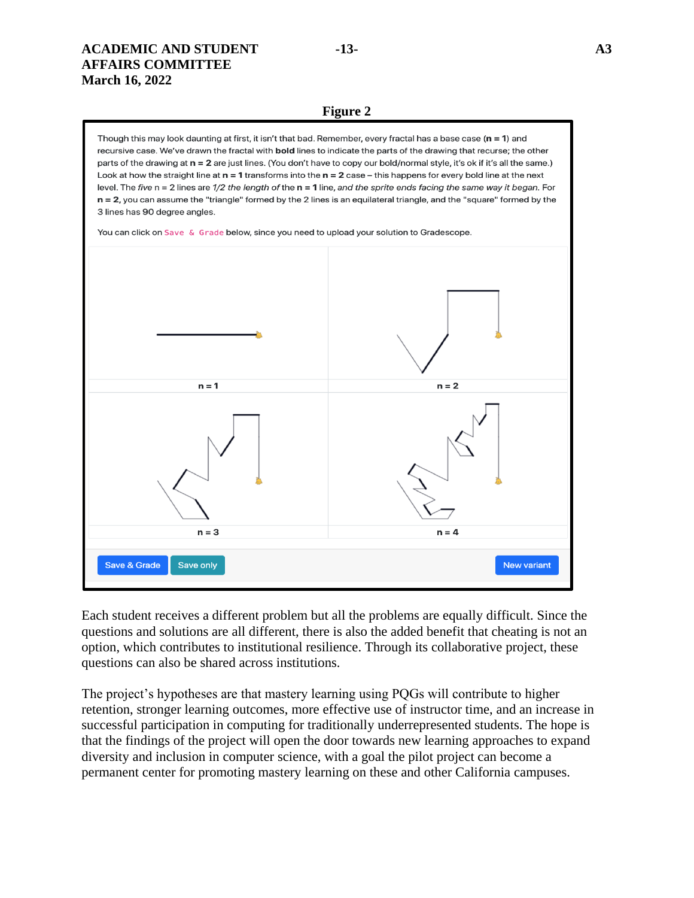**Figure 2**

Though this may look daunting at first, it isn't that bad. Remember, every fractal has a base case (**n = 1**) and recursive case. We've drawn the fractal with **bold** lines to indicate the parts of the drawing that recurse; the other parts of the drawing at **n = 2** are just lines. (You don't have to copy our bold/normal style, it's ok if it's all the same.) Look at how the straight line at **n = 1** transforms into the **n = 2** case – this happens for every bold line at the next level. The *five* n = 2 lines are *1/2 the length of* the **n = 1** line, *and the sprite ends facing the same way it began.* For **n = 2**, you can assume the "triangle" formed by the 2 lines is an equilateral triangle, and the "square" formed by the 3 lines has 90 degree angles.

You can click on `Save & Grade` below, since you need to upload your solution to Gradescope.

n = 1

n = 2

n = 3

n = 4

Save & Grade | Save only | New variant

Each student receives a different problem but all the problems are equally difficult. Since the questions and solutions are all different, there is also the added benefit that cheating is not an option, which contributes to institutional resilience. Through its collaborative project, these questions can also be shared across institutions.

The project's hypotheses are that mastery learning using PQGs will contribute to higher retention, stronger learning outcomes, more effective use of instructor time, and an increase in successful participation in computing for traditionally underrepresented students. The hope is that the findings of the project will open the door towards new learning approaches to expand diversity and inclusion in computer science, with a goal the pilot project can become a permanent center for promoting mastery learning on these and other California campuses.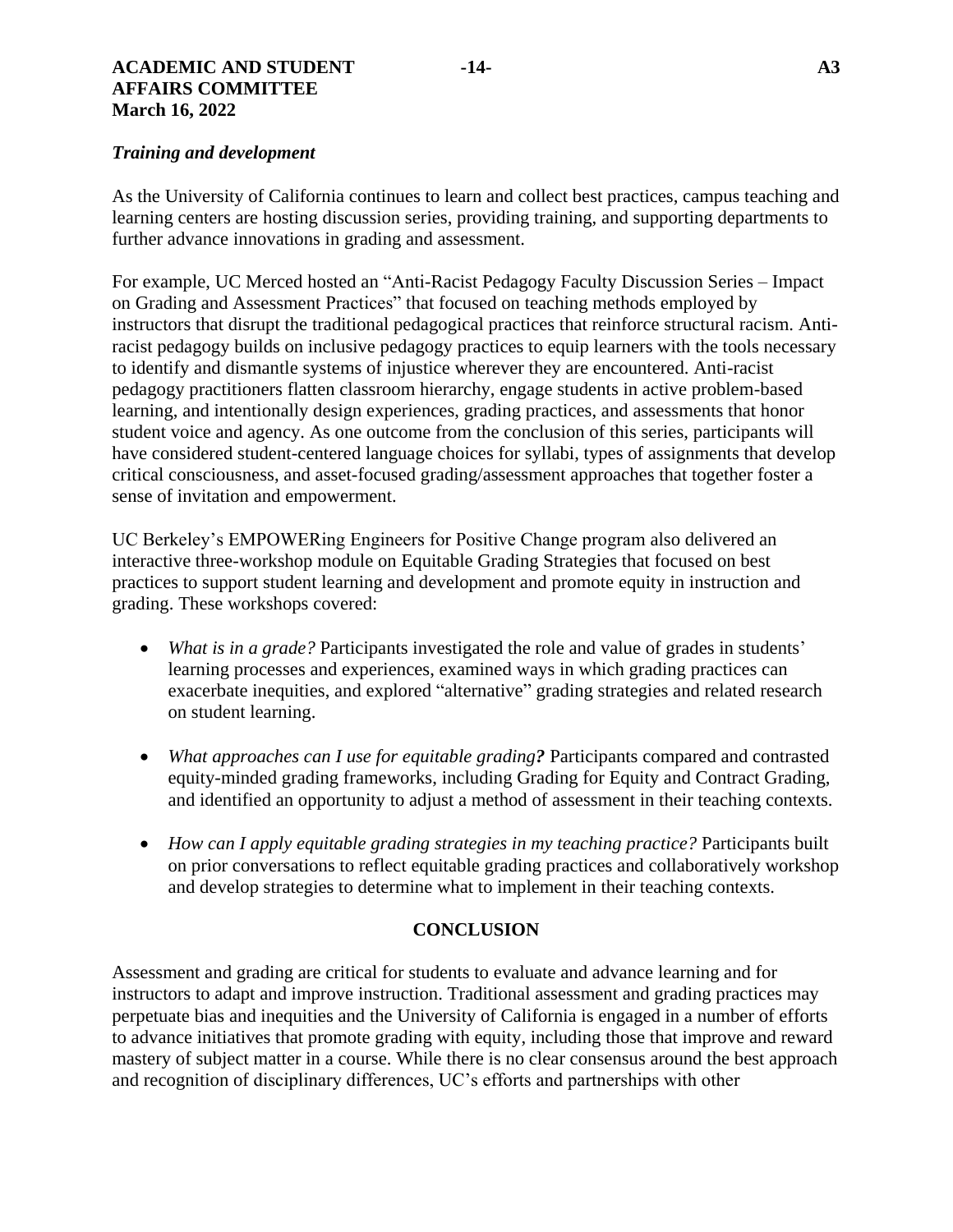***Training and development***

As the University of California continues to learn and collect best practices, campus teaching and learning centers are hosting discussion series, providing training, and supporting departments to further advance innovations in grading and assessment.

For example, UC Merced hosted an "Anti-Racist Pedagogy Faculty Discussion Series – Impact on Grading and Assessment Practices" that focused on teaching methods employed by instructors that disrupt the traditional pedagogical practices that reinforce structural racism. Anti-racist pedagogy builds on inclusive pedagogy practices to equip learners with the tools necessary to identify and dismantle systems of injustice wherever they are encountered. Anti-racist pedagogy practitioners flatten classroom hierarchy, engage students in active problem-based learning, and intentionally design experiences, grading practices, and assessments that honor student voice and agency. As one outcome from the conclusion of this series, participants will have considered student-centered language choices for syllabi, types of assignments that develop critical consciousness, and asset-focused grading/assessment approaches that together foster a sense of invitation and empowerment.

UC Berkeley's EMPOWERing Engineers for Positive Change program also delivered an interactive three-workshop module on Equitable Grading Strategies that focused on best practices to support student learning and development and promote equity in instruction and grading. These workshops covered:

- *What is in a grade?* Participants investigated the role and value of grades in students' learning processes and experiences, examined ways in which grading practices can exacerbate inequities, and explored "alternative" grading strategies and related research on student learning.
- *What approaches can I use for equitable grading?* Participants compared and contrasted equity-minded grading frameworks, including Grading for Equity and Contract Grading, and identified an opportunity to adjust a method of assessment in their teaching contexts.
- *How can I apply equitable grading strategies in my teaching practice?* Participants built on prior conversations to reflect equitable grading practices and collaboratively workshop and develop strategies to determine what to implement in their teaching contexts.

## CONCLUSION

Assessment and grading are critical for students to evaluate and advance learning and for instructors to adapt and improve instruction. Traditional assessment and grading practices may perpetuate bias and inequities and the University of California is engaged in a number of efforts to advance initiatives that promote grading with equity, including those that improve and reward mastery of subject matter in a course. While there is no clear consensus around the best approach and recognition of disciplinary differences, UC's efforts and partnerships with other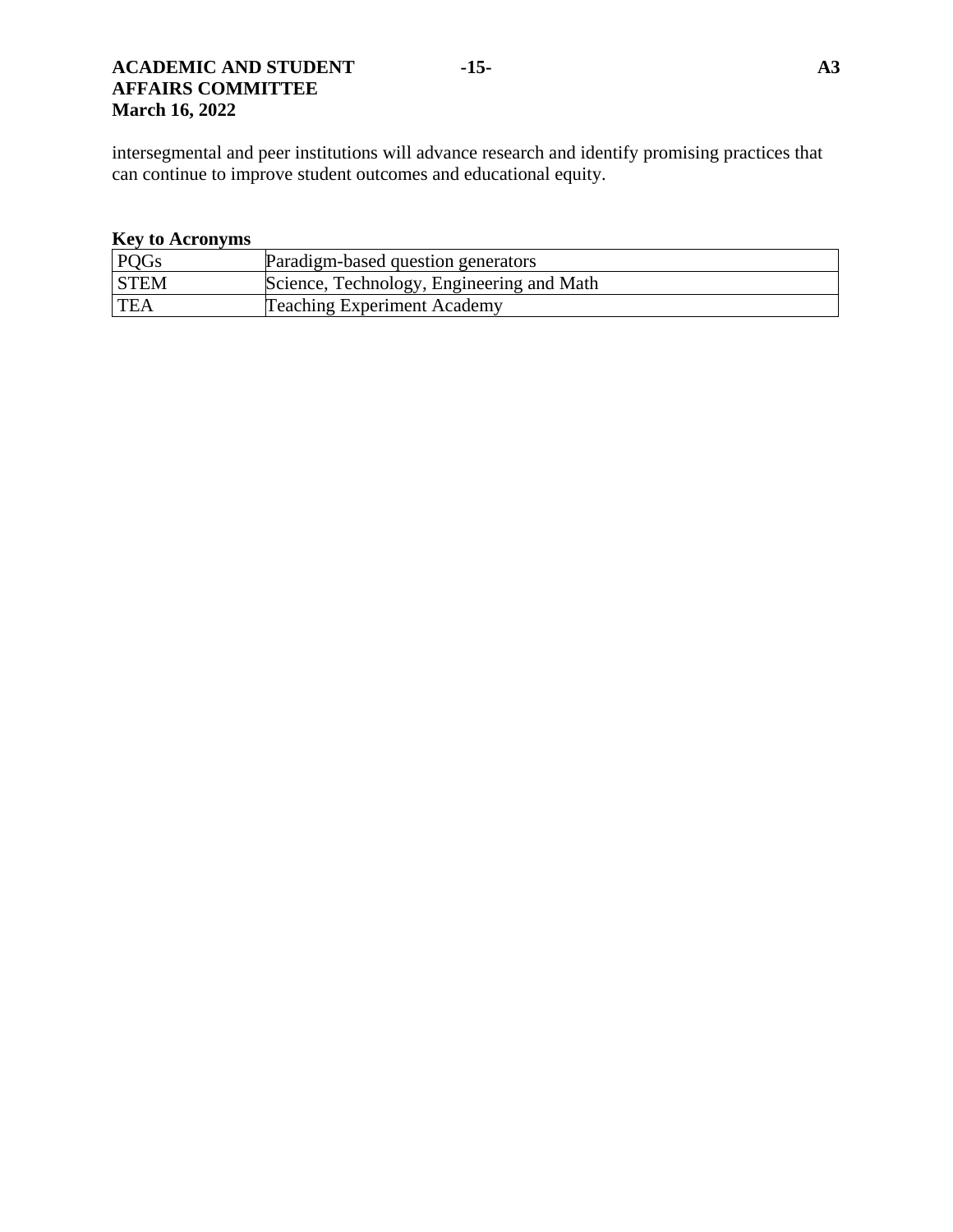intersegmental and peer institutions will advance research and identify promising practices that can continue to improve student outcomes and educational equity.

**Key to Acronyms**

| | |
|---|---|
| PQGs | Paradigm-based question generators |
| STEM | Science, Technology, Engineering and Math |
| TEA | Teaching Experiment Academy |